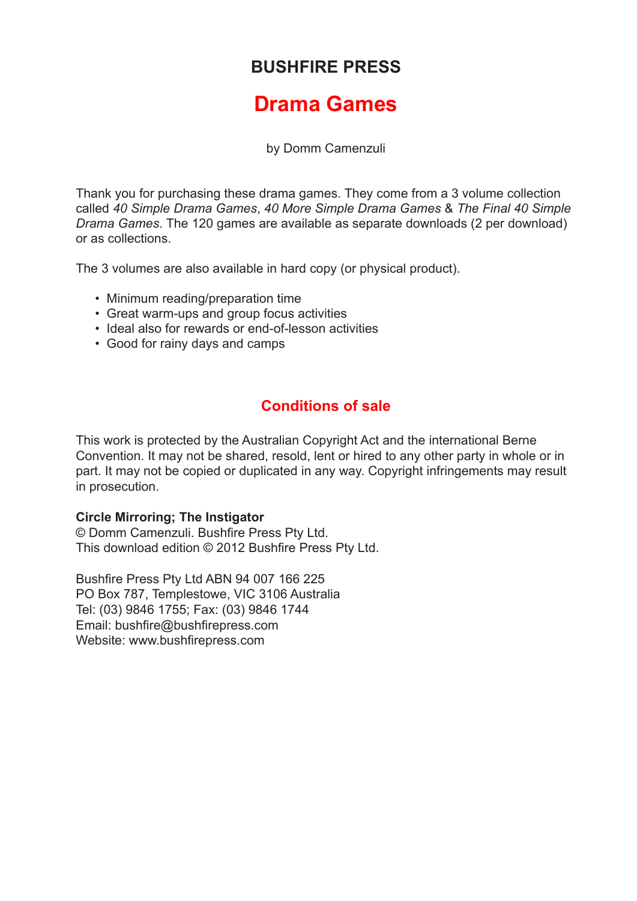## BUSHFIRE PRESS

# Drama Games

by Domm Camenzuli

Thank you for purchasing these drama games. They come from a 3 volume collection called *40 Simple Drama Games*, *40 More Simple Drama Games* & *The Final 40 Simple Drama Games*. The 120 games are available as separate downloads (2 per download) or as collections.

The 3 volumes are also available in hard copy (or physical product).

- Minimum reading/preparation time
- Great warm-ups and group focus activities
- Ideal also for rewards or end-of-lesson activities
- Good for rainy days and camps

## Conditions of sale

This work is protected by the Australian Copyright Act and the international Berne Convention. It may not be shared, resold, lent or hired to any other party in whole or in part. It may not be copied or duplicated in any way. Copyright infringements may result in prosecution.

**Circle Mirroring; The Instigator**
© Domm Camenzuli. Bushfire Press Pty Ltd.
This download edition © 2012 Bushfire Press Pty Ltd.

Bushfire Press Pty Ltd ABN 94 007 166 225
PO Box 787, Templestowe, VIC 3106 Australia
Tel: (03) 9846 1755; Fax: (03) 9846 1744
Email: bushfire@bushfirepress.com
Website: www.bushfirepress.com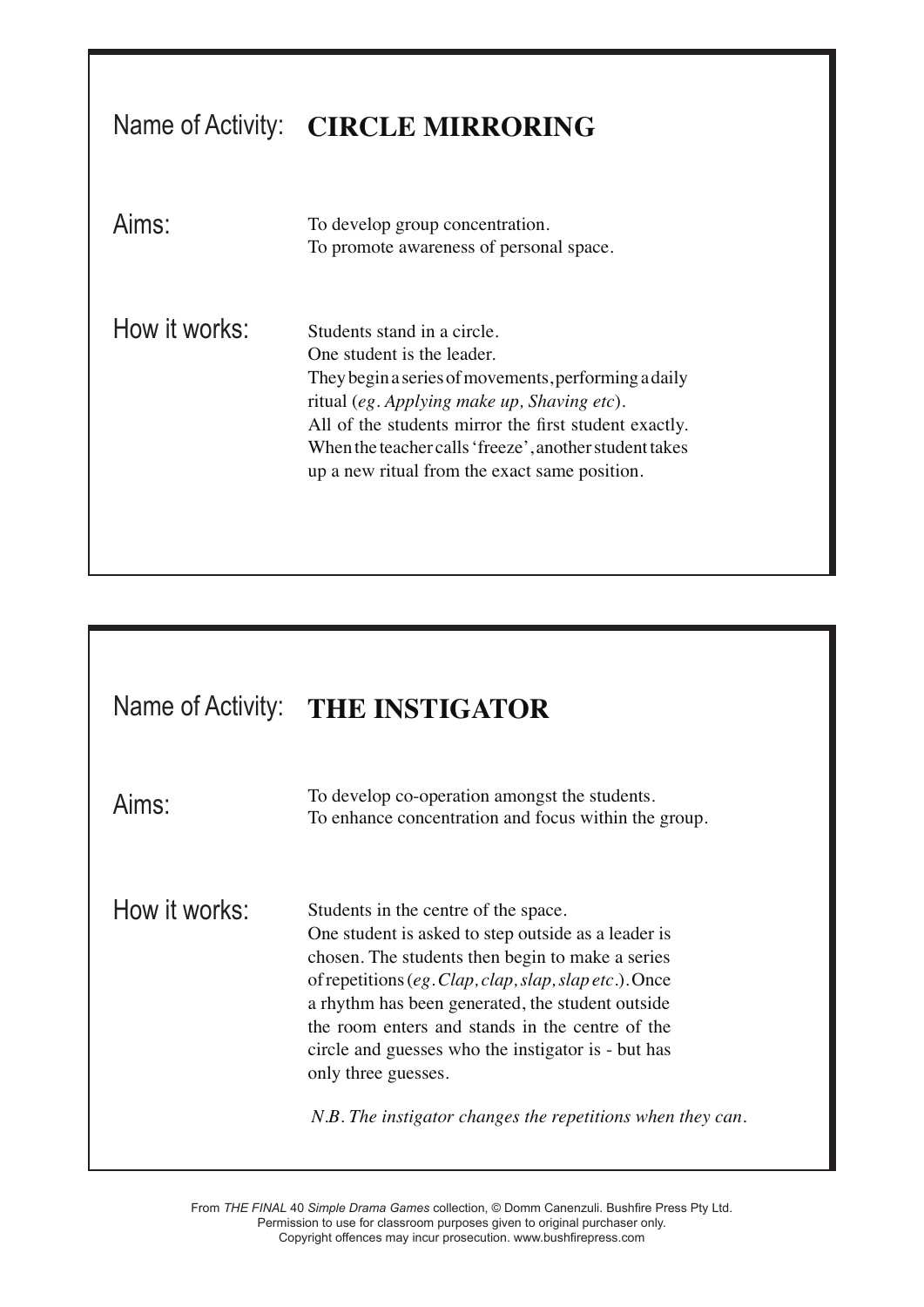## Name of Activity: **CIRCLE MIRRORING**

**Aims:**

To develop group concentration.
To promote awareness of personal space.

**How it works:**

Students stand in a circle.
One student is the leader.
They begin a series of movements, performing a daily ritual (*eg. Applying make up, Shaving etc*).
All of the students mirror the first student exactly.
When the teacher calls 'freeze', another student takes up a new ritual from the exact same position.

## Name of Activity: **THE INSTIGATOR**

**Aims:**

To develop co-operation amongst the students.
To enhance concentration and focus within the group.

**How it works:**

Students in the centre of the space.
One student is asked to step outside as a leader is chosen. The students then begin to make a series of repetitions (*eg. Clap, clap, slap, slap etc*.). Once a rhythm has been generated, the student outside the room enters and stands in the centre of the circle and guesses who the instigator is - but has only three guesses.

*N.B. The instigator changes the repetitions when they can.*

From *THE FINAL* 40 *Simple Drama Games* collection, © Domm Canenzuli. Bushfire Press Pty Ltd.
Permission to use for classroom purposes given to original purchaser only.
Copyright offences may incur prosecution. www.bushfirepress.com